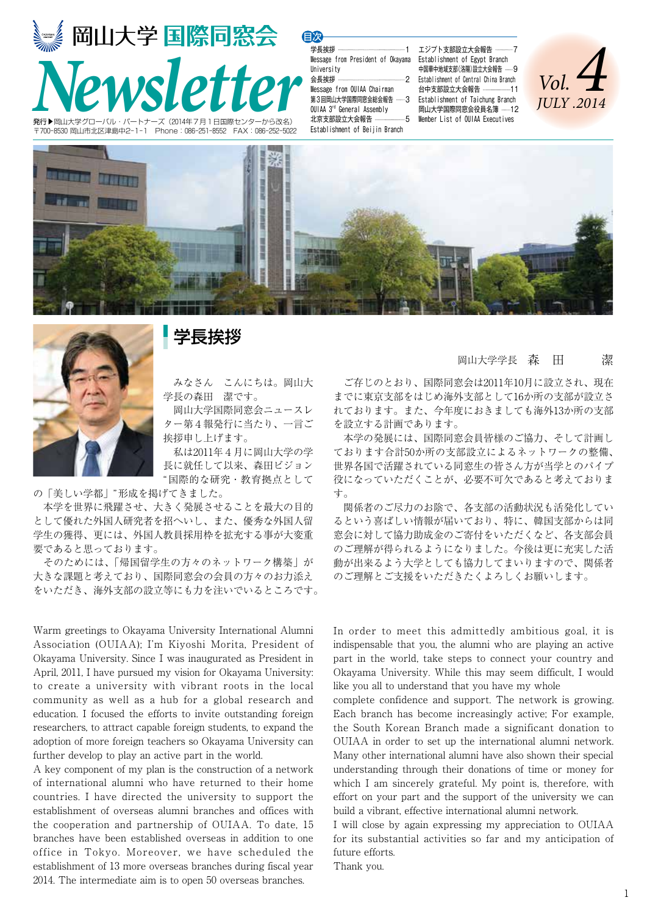# 岡山大学 国際同窓会 Newsletter

Vol. 4 JULY .2014

発行▶岡山大学グローバル・パートナーズ（2014年7月1日国際センターから改名）
〒700-8530 岡山市北区津島中2-1-1　Phone：086-251-8552　FAX：086-252-5022

## 目次

- 学長挨拶 …… 1
  Message from President of Okayama University
- 会長挨拶 …… 2
  Message from OUIAA Chairman
- 第3回岡山大学国際同窓会総会報告 …… 3
  OUIAA 3rd General Assembly
- 北京支部設立大会報告 …… 5
  Establishment of Beijin Branch
- エジプト支部設立大会報告 …… 7
  Establishment of Egypt Branch
- 中国華中地域支部(洛陽)設立大会報告 …… 9
  Establishment of Central China Branch
- 台中支部設立大会報告 …… 11
  Establishment of Taichung Branch
- 岡山大学国際同窓会役員名簿 …… 12
  Member List of OUIAA Executives

## 学長挨拶

岡山大学学長　森　田　　潔

みなさん　こんにちは。岡山大学長の森田　潔です。

岡山大学国際同窓会ニュースレター第4報発行に当たり、一言ご挨拶申し上げます。

私は2011年4月に岡山大学の学長に就任して以来、森田ビジョン"国際的な研究・教育拠点としての「美しい学都」"形成を掲げてきました。

本学を世界に飛躍させ、大きく発展させることを最大の目的として優れた外国人研究者を招へいし、また、優秀な外国人留学生の獲得、更には、外国人教員採用枠を拡充する事が大変重要であると思っております。

そのためには、「帰国留学生の方々のネットワーク構築」が大きな課題と考えており、国際同窓会の会員の方々のお力添えをいただき、海外支部の設立等にも力を注いでいるところです。

ご存じのとおり、国際同窓会は2011年10月に設立され、現在までに東京支部をはじめ海外支部として16か所の支部が設立されております。また、今年度におきましても海外13か所の支部を設立する計画であります。

本学の発展には、国際同窓会員皆様のご協力、そして計画しております合計50か所の支部設立によるネットワークの整備、世界各国で活躍されている同窓生の皆さん方が当学とのパイプ役になっていただくことが、必要不可欠であると考えております。

関係者のご尽力のお陰で、各支部の活動状況も活発化しているという喜ばしい情報が届いており、特に、韓国支部からは同窓会に対して協力助成金のご寄付をいただくなど、各支部会員のご理解が得られるようになりました。今後は更に充実した活動が出来るよう大学としても協力してまいりますので、関係者のご理解とご支援をいただきたくよろしくお願いします。

Warm greetings to Okayama University International Alumni Association (OUIAA); I'm Kiyoshi Morita, President of Okayama University. Since I was inaugurated as President in April, 2011, I have pursued my vision for Okayama University: to create a university with vibrant roots in the local community as well as a hub for a global research and education. I focused the efforts to invite outstanding foreign researchers, to attract capable foreign students, to expand the adoption of more foreign teachers so Okayama University can further develop to play an active part in the world.

A key component of my plan is the construction of a network of international alumni who have returned to their home countries. I have directed the university to support the establishment of overseas alumni branches and offices with the cooperation and partnership of OUIAA. To date, 15 branches have been established overseas in addition to one office in Tokyo. Moreover, we have scheduled the establishment of 13 more overseas branches during fiscal year 2014. The intermediate aim is to open 50 overseas branches.

In order to meet this admittedly ambitious goal, it is indispensable that you, the alumni who are playing an active part in the world, take steps to connect your country and Okayama University. While this may seem difficult, I would like you all to understand that you have my whole complete confidence and support. The network is growing. Each branch has become increasingly active; For example, the South Korean Branch made a significant donation to OUIAA in order to set up the international alumni network. Many other international alumni have also shown their special understanding through their donations of time or money for which I am sincerely grateful. My point is, therefore, with effort on your part and the support of the university we can build a vibrant, effective international alumni network.

I will close by again expressing my appreciation to OUIAA for its substantial activities so far and my anticipation of future efforts.

Thank you.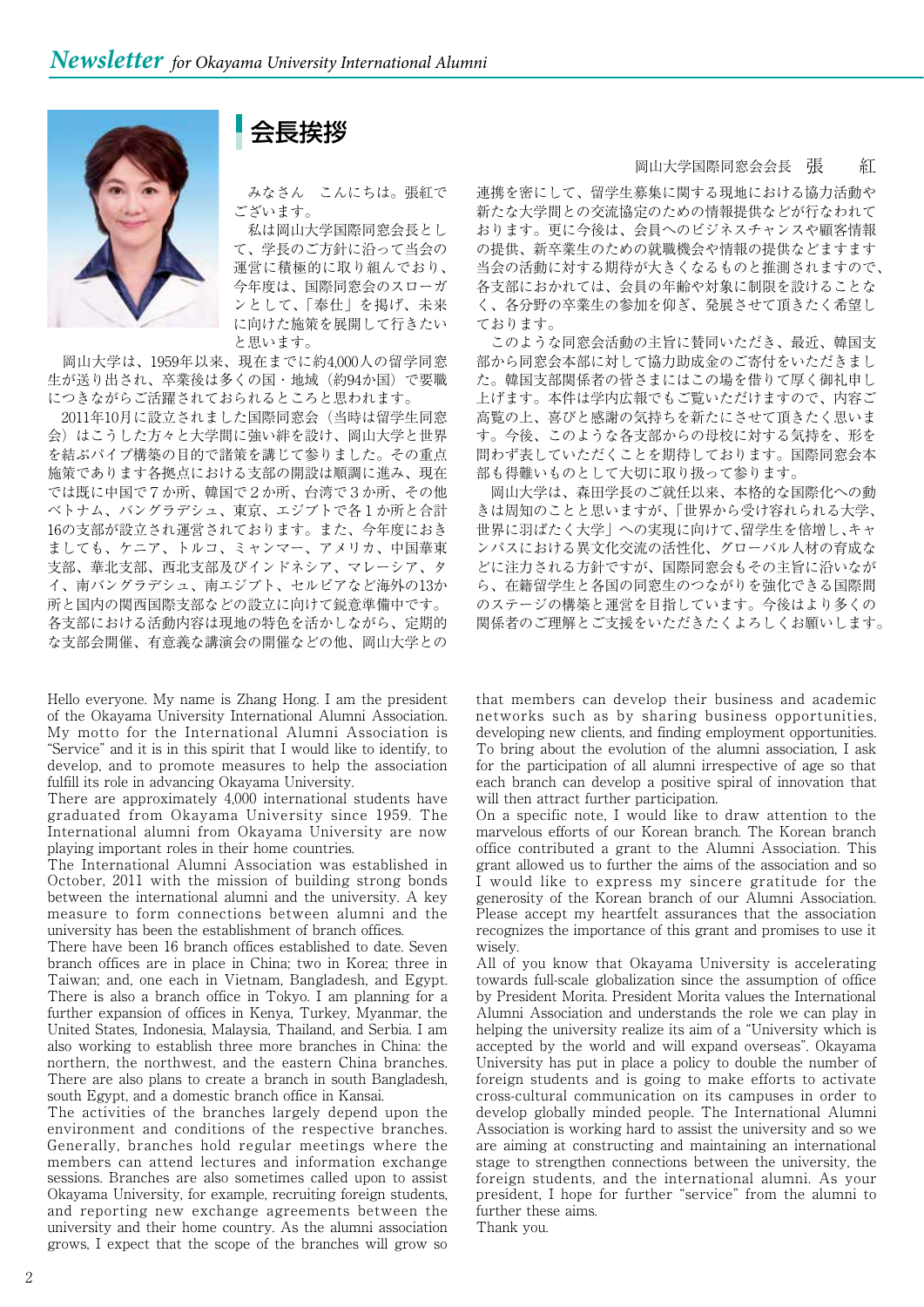## 会長挨拶

岡山大学国際同窓会会長　張　紅

みなさん　こんにちは。張紅でございます。

私は岡山大学国際同窓会長として、学長のご方針に沿って当会の運営に積極的に取り組んでおり、今年度は、国際同窓会のスローガンとして、「奉仕」を掲げ、未来に向けた施策を展開して行きたいと思います。

岡山大学は、1959年以来、現在までに約4,000人の留学同窓生が送り出され、卒業後は多くの国・地域（約94か国）で要職につきながらご活躍されておられるところと思われます。

2011年10月に設立されました国際同窓会（当時は留学生同窓会）はこうした方々と大学間に強い絆を設け、岡山大学と世界を結ぶパイプ構築の目的で諸策を講じて参りました。その重点施策であります各拠点における支部の開設は順調に進み、現在では既に中国で７か所、韓国で２か所、台湾で３か所、その他ベトナム、バングラデシュ、東京、エジプトで各１か所と合計16の支部が設立され運営されております。また、今年度におきましても、ケニア、トルコ、ミャンマー、アメリカ、中国華東支部、華北支部、西北支部及びインドネシア、マレーシア、タイ、南バングラデシュ、南エジプト、セルビアなど海外の13か所と国内の関西国際支部などの設立に向けて鋭意準備中です。各支部における活動内容は現地の特色を活かしながら、定期的な支部会開催、有意義な講演会の開催などの他、岡山大学との連携を密にして、留学生募集に関する現地における協力活動や新たな大学間との交流協定のための情報提供などが行なわれております。更に今後は、会員へのビジネスチャンスや顧客情報の提供、新卒業生のための就職機会や情報の提供などますます当会の活動に対する期待が大きくなるものと推測されますので、各支部におかれては、会員の年齢や対象に制限を設けることなく、各分野の卒業生の参加を仰ぎ、発展させて頂きたく希望しております。

このような同窓会活動の主旨に賛同いただき、最近、韓国支部から同窓会本部に対して協力助成金のご寄付をいただきました。韓国支部関係者の皆さまにはこの場を借りて厚く御礼申し上げます。本件は学内広報でもご覧いただけますので、内容ご高覧の上、喜びと感謝の気持ちを新たにさせて頂きたく思います。今後、このような各支部からの母校に対する気持ちを、形を問わず表していただくことを期待しております。国際同窓会本部も得難いものとして大切に取り扱って参ります。

岡山大学は、森田学長のご就任以来、本格的な国際化への動きは周知のことと思いますが、「世界から受け容れられる大学、世界に羽ばたく大学」への実現に向けて、留学生を倍増し、キャンパスにおける異文化交流の活性化、グローバル人材の育成などに注力される方針ですが、国際同窓会もその主旨に沿いながら、在籍留学生と各国の同窓生のつながりを強化できる国際間のステージの構築と運営を目指しています。今後はより多くの関係者のご理解とご支援をいただきたくよろしくお願いします。

Hello everyone. My name is Zhang Hong. I am the president of the Okayama University International Alumni Association. My motto for the International Alumni Association is "Service" and it is in this spirit that I would like to identify, to develop, and to promote measures to help the association fulfill its role in advancing Okayama University.

There are approximately 4,000 international students have graduated from Okayama University since 1959. The International alumni from Okayama University are now playing important roles in their home countries.

The International Alumni Association was established in October, 2011 with the mission of building strong bonds between the international alumni and the university. A key measure to form connections between alumni and the university has been the establishment of branch offices.

There have been 16 branch offices established to date. Seven branch offices are in place in China; two in Korea; three in Taiwan; and, one each in Vietnam, Bangladesh, and Egypt. There is also a branch office in Tokyo. I am planning for a further expansion of offices in Kenya, Turkey, Myanmar, the United States, Indonesia, Malaysia, Thailand, and Serbia. I am also working to establish three more branches in China: the northern, the northwest, and the eastern China branches. There are also plans to create a branch in south Bangladesh, south Egypt, and a domestic branch office in Kansai.

The activities of the branches largely depend upon the environment and conditions of the respective branches. Generally, branches hold regular meetings where the members can attend lectures and information exchange sessions. Branches are also sometimes called upon to assist Okayama University, for example, recruiting foreign students, and reporting new exchange agreements between the university and their home country. As the alumni association grows, I expect that the scope of the branches will grow so that members can develop their business and academic networks such as by sharing business opportunities, developing new clients, and finding employment opportunities. To bring about the evolution of the alumni association, I ask for the participation of all alumni irrespective of age so that each branch can develop a positive spiral of innovation that will then attract further participation.

On a specific note, I would like to draw attention to the marvelous efforts of our Korean branch. The Korean branch office contributed a grant to the Alumni Association. This grant allowed us to further the aims of the association and so I would like to express my sincere gratitude for the generosity of the Korean branch of our Alumni Association. Please accept my heartfelt assurances that the association recognizes the importance of this grant and promises to use it wisely.

All of you know that Okayama University is accelerating towards full-scale globalization since the assumption of office by President Morita. President Morita values the International Alumni Association and understands the role we can play in helping the university realize its aim of a "University which is accepted by the world and will expand overseas". Okayama University has put in place a policy to double the number of foreign students and is going to make efforts to activate cross-cultural communication on its campuses in order to develop globally minded people. The International Alumni Association is working hard to assist the university and so we are aiming at constructing and maintaining an international stage to strengthen connections between the university, the foreign students, and the international alumni. As your president, I hope for further "service" from the alumni to further these aims.

Thank you.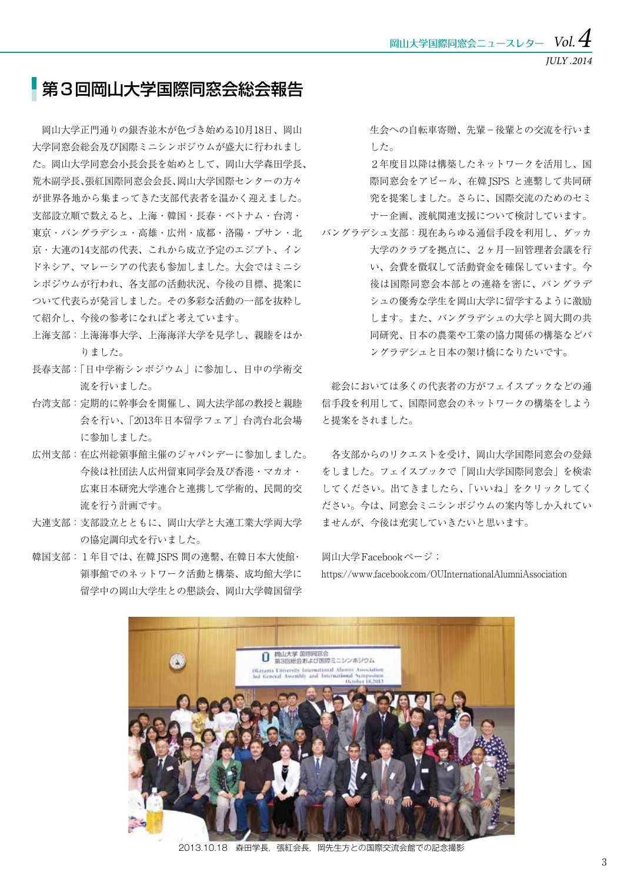# 第３回岡山大学国際同窓会総会報告

岡山大学正門通りの銀杏並木が色づき始める10月18日、岡山大学同窓会総会及び国際ミニシンポジウムが盛大に行われました。岡山大学同窓会小長会長を始めとして、岡山大学森田学長、荒木副学長､張紅国際同窓会会長､岡山大学国際センターの方々が世界各地から集まってきた支部代表者を温かく迎えました。支部設立順で数えると、上海・韓国・長春・ベトナム・台湾・東京・バングラデシュ・高雄・広州・成都・洛陽・プサン・北京・大連の14支部の代表、これから成立予定のエジプト、インドネシア、マレーシアの代表も参加しました。大会ではミニシンポジウムが行われ、各支部の活動状況、今後の目標、提案について代表らが発言しました。その多彩な活動の一部を抜粋して紹介し、今後の参考になればと考えています。

上海支部：上海海事大学、上海海洋大学を見学し、親睦をはかりました。

長春支部：「日中学術シンポジウム」に参加し、日中の学術交流を行いました。

台湾支部：定期的に幹事会を開催し、岡大法学部の教授と親睦会を行い、「2013年日本留学フェア」台湾台北会場に参加しました。

広州支部：在広州総領事館主催のジャパンデーに参加しました。今後は社団法人広州留東同学会及び香港・マカオ・広東日本研究大学連合と連携して学術的、民間的交流を行う計画です。

大連支部：支部設立とともに、岡山大学と大連工業大学両大学の協定調印式を行いました。

韓国支部：１年目では、在韓JSPS間の連繋、在韓日本大使館･領事館でのネットワーク活動と構築、成均館大学に留学中の岡山大学生との懇談会、岡山大学韓国留学生会への自転車寄贈、先輩－後輩との交流を行いました。

２年度目以降は構築したネットワークを活用し、国際同窓会をアピール、在韓JSPSと連繋して共同研究を提案しました。さらに、国際交流のためのセミナー企画、渡航関連支援について検討しています。

バングラデシュ支部：現在あらゆる通信手段を利用し、ダッカ大学のクラブを拠点に、２ヶ月一回管理者会議を行い、会費を徴収して活動資金を確保しています。今後は国際同窓会本部との連絡を密に、バングラデシュの優秀な学生を岡山大学に留学するように激励します。また、バングラデシュの大学と岡大間の共同研究、日本の農業や工業の協力関係の構築などバングラデシュと日本の架け橋になりたいです。

総会においては多くの代表者の方がフェイスブックなどの通信手段を利用して、国際同窓会のネットワークの構築をしようと提案をされました。

各支部からのリクエストを受け、岡山大学国際同窓会の登録をしました。フェイスブックで「岡山大学国際同窓会」を検索してください。出てきましたら、「いいね」をクリックしてください。今は、同窓会ミニシンポジウムの案内等しか入れていませんが、今後は充実していきたいと思います。

岡山大学Facebookページ；
https://www.facebook.com/OUInternationalAlumniAssociation

2013.10.18　森田学長，張紅会長，岡先生方との国際交流会館での記念撮影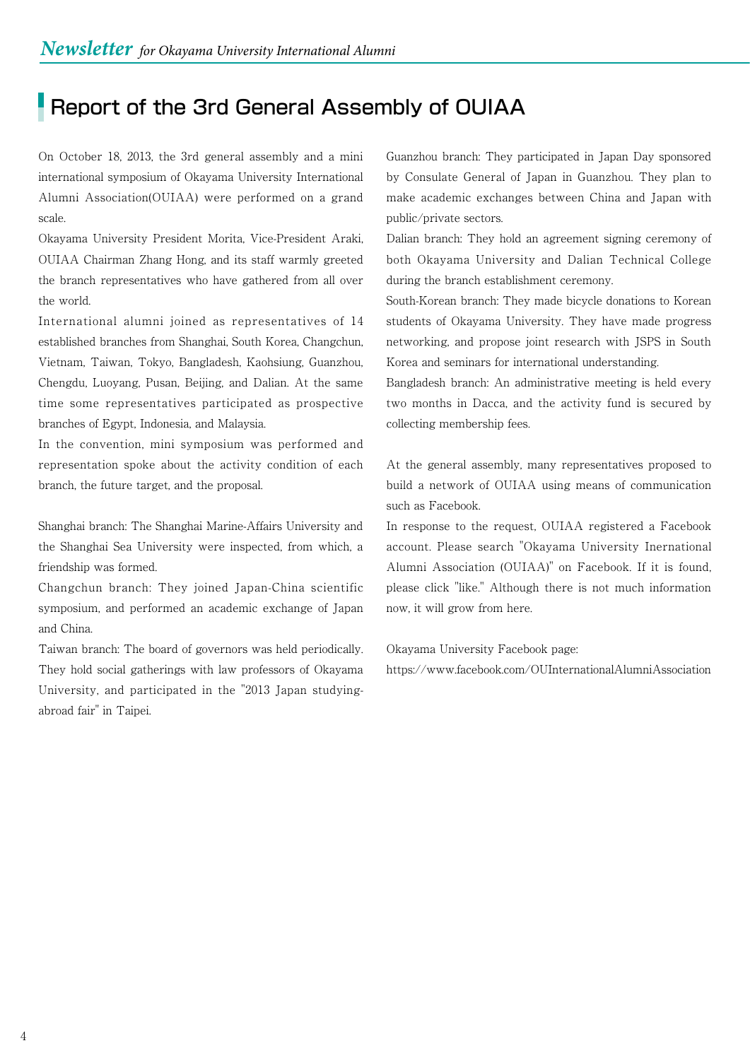# Report of the 3rd General Assembly of OUIAA

On October 18, 2013, the 3rd general assembly and a mini international symposium of Okayama University International Alumni Association(OUIAA) were performed on a grand scale.

Okayama University President Morita, Vice-President Araki, OUIAA Chairman Zhang Hong, and its staff warmly greeted the branch representatives who have gathered from all over the world.

International alumni joined as representatives of 14 established branches from Shanghai, South Korea, Changchun, Vietnam, Taiwan, Tokyo, Bangladesh, Kaohsiung, Guanzhou, Chengdu, Luoyang, Pusan, Beijing, and Dalian. At the same time some representatives participated as prospective branches of Egypt, Indonesia, and Malaysia.

In the convention, mini symposium was performed and representation spoke about the activity condition of each branch, the future target, and the proposal.

Shanghai branch: The Shanghai Marine-Affairs University and the Shanghai Sea University were inspected, from which, a friendship was formed.

Changchun branch: They joined Japan-China scientific symposium, and performed an academic exchange of Japan and China.

Taiwan branch: The board of governors was held periodically. They hold social gatherings with law professors of Okayama University, and participated in the "2013 Japan studying-abroad fair" in Taipei.

Guanzhou branch: They participated in Japan Day sponsored by Consulate General of Japan in Guanzhou. They plan to make academic exchanges between China and Japan with public/private sectors.

Dalian branch: They hold an agreement signing ceremony of both Okayama University and Dalian Technical College during the branch establishment ceremony.

South-Korean branch: They made bicycle donations to Korean students of Okayama University. They have made progress networking, and propose joint research with JSPS in South Korea and seminars for international understanding.

Bangladesh branch: An administrative meeting is held every two months in Dacca, and the activity fund is secured by collecting membership fees.

At the general assembly, many representatives proposed to build a network of OUIAA using means of communication such as Facebook.

In response to the request, OUIAA registered a Facebook account. Please search "Okayama University Inernational Alumni Association (OUIAA)" on Facebook. If it is found, please click "like." Although there is not much information now, it will grow from here.

Okayama University Facebook page:
https://www.facebook.com/OUInternationalAlumniAssociation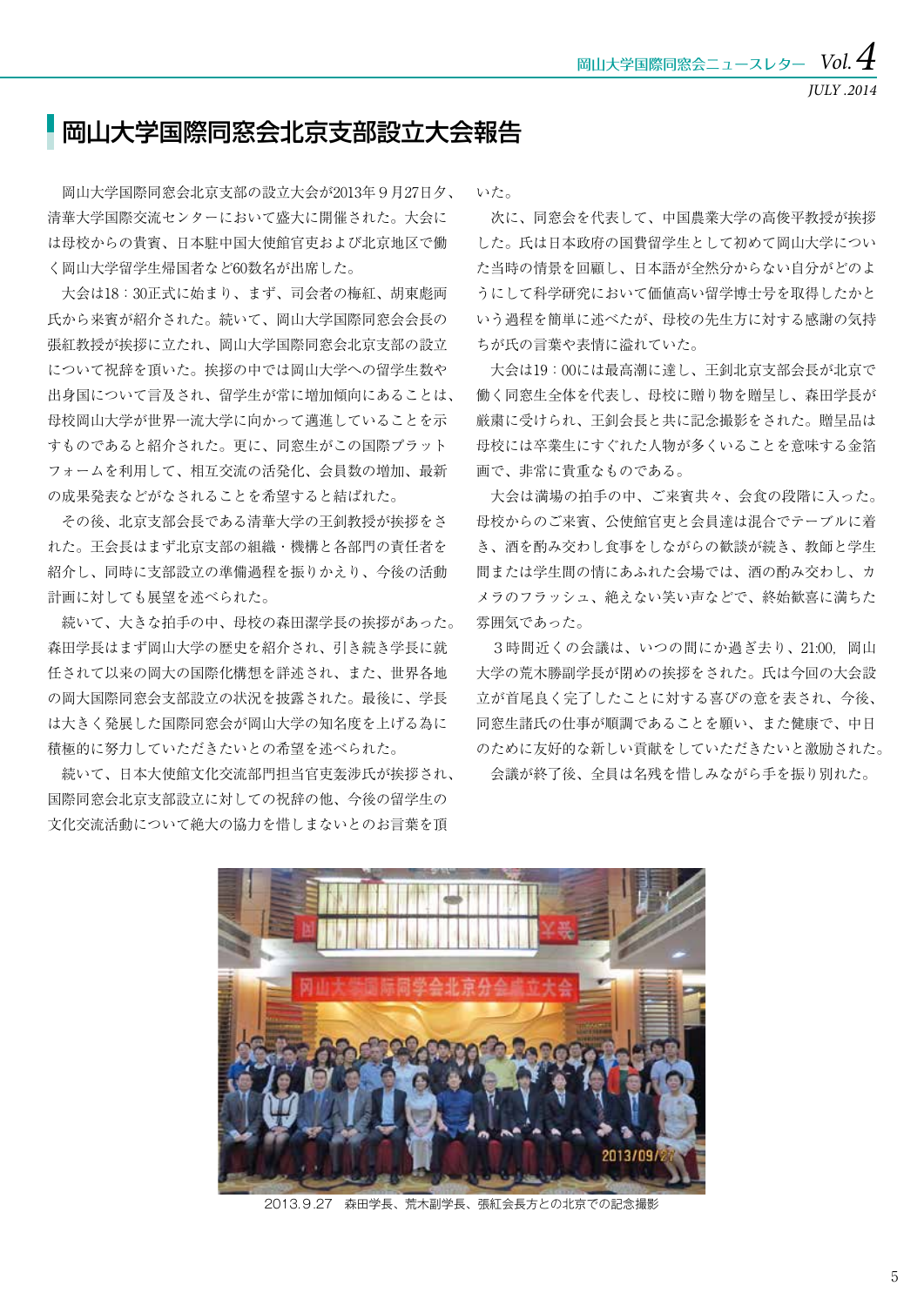# 岡山大学国際同窓会北京支部設立大会報告

岡山大学国際同窓会北京支部の設立大会が2013年９月27日夕、清華大学国際交流センターにおいて盛大に開催された。大会には母校からの貴賓、日本駐中国大使館官吏および北京地区で働く岡山大学留学生帰国者など60数名が出席した。

大会は18：30正式に始まり、まず、司会者の梅紅、胡東彪両氏から来賓が紹介された。続いて、岡山大学国際同窓会会長の張紅教授が挨拶に立たれ、岡山大学国際同窓会北京支部の設立について祝辞を頂いた。挨拶の中では岡山大学への留学生数や出身国について言及され、留学生が常に増加傾向にあることは、母校岡山大学が世界一流大学に向かって邁進していることを示すものであると紹介された。更に、同窓生がこの国際プラットフォームを利用して、相互交流の活発化、会員数の増加、最新の成果発表などがなされることを希望すると結ばれた。

その後、北京支部会長である清華大学の王釗教授が挨拶をされた。王会長はまず北京支部の組織・機構と各部門の責任者を紹介し、同時に支部設立の準備過程を振りかえり、今後の活動計画に対しても展望を述べられた。

続いて、大きな拍手の中、母校の森田潔学長の挨拶があった。森田学長はまず岡山大学の歴史を紹介され、引き続き学長に就任されて以来の岡大の国際化構想を詳述され、また、世界各地の岡大国際同窓会支部設立の状況を披露された。最後に、学長は大きく発展した国際同窓会が岡山大学の知名度を上げる為に積極的に努力していただきたいとの希望を述べられた。

続いて、日本大使館文化交流部門担当官吏轰涉氏が挨拶され、国際同窓会北京支部設立に対しての祝辞の他、今後の留学生の文化交流活動について絶大の協力を惜しまないとのお言葉を頂いた。

次に、同窓会を代表して、中国農業大学の高俊平教授が挨拶した。氏は日本政府の国費留学生として初めて岡山大学についた当時の情景を回顧し、日本語が全然分からない自分がどのようにして科学研究において価値高い留学博士号を取得したかという過程を簡単に述べたが、母校の先生方に対する感謝の気持ちが氏の言葉や表情に溢れていた。

大会は19：00には最高潮に達し、王釗北京支部会長が北京で働く同窓生全体を代表し、母校に贈り物を贈呈し、森田学長が厳粛に受けられ、王釗会長と共に記念撮影をされた。贈呈品は母校には卒業生にすぐれた人物が多くいることを意味する金箔画で、非常に貴重なものである。

大会は満場の拍手の中、ご来賓共々、会食の段階に入った。母校からのご来賓、公使館官吏と会員達は混合でテーブルに着き、酒を酌み交わし食事をしながらの歓談が続き、教師と学生間または学生間の情にあふれた会場では、酒の酌み交わし、カメラのフラッシュ、絶えない笑い声などで、終始歓喜に満ちた雰囲気であった。

３時間近くの会議は、いつの間にか過ぎ去り、21:00、岡山大学の荒木勝副学長が閉めの挨拶をされた。氏は今回の大会設立が首尾良く完了したことに対する喜びの意を表され、今後、同窓生諸氏の仕事が順調であることを願い、また健康で、中日のために友好的な新しい貢献をしていただきたいと激励された。

会議が終了後、全員は名残を惜しみながら手を振り別れた。

2013.9.27　森田学長、荒木副学長、張紅会長方との北京での記念撮影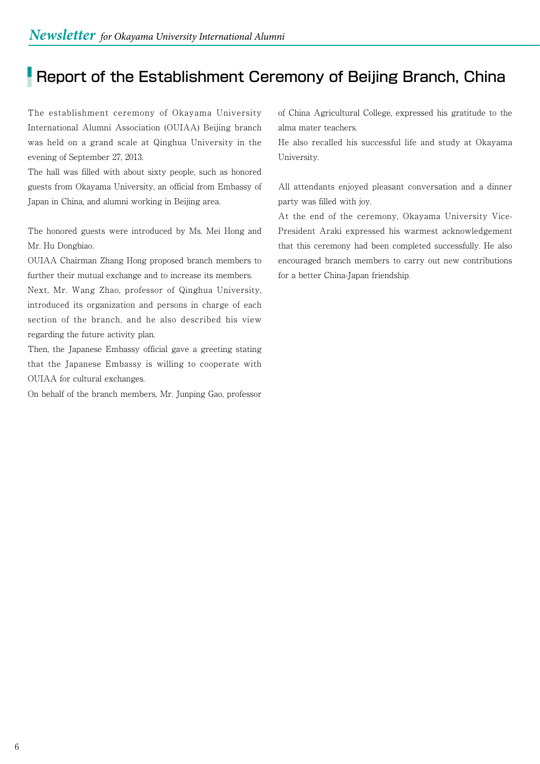# Report of the Establishment Ceremony of Beijing Branch, China

The establishment ceremony of Okayama University International Alumni Association (OUIAA) Beijing branch was held on a grand scale at Qinghua University in the evening of September 27, 2013.

The hall was filled with about sixty people, such as honored guests from Okayama University, an official from Embassy of Japan in China, and alumni working in Beijing area.

The honored guests were introduced by Ms. Mei Hong and Mr. Hu Dongbiao.

OUIAA Chairman Zhang Hong proposed branch members to further their mutual exchange and to increase its members.

Next, Mr. Wang Zhao, professor of Qinghua University, introduced its organization and persons in charge of each section of the branch, and he also described his view regarding the future activity plan.

Then, the Japanese Embassy official gave a greeting stating that the Japanese Embassy is willing to cooperate with OUIAA for cultural exchanges.

On behalf of the branch members, Mr. Junping Gao, professor of China Agricultural College, expressed his gratitude to the alma mater teachers.

He also recalled his successful life and study at Okayama University.

All attendants enjoyed pleasant conversation and a dinner party was filled with joy.

At the end of the ceremony, Okayama University Vice-President Araki expressed his warmest acknowledgement that this ceremony had been completed successfully. He also encouraged branch members to carry out new contributions for a better China-Japan friendship.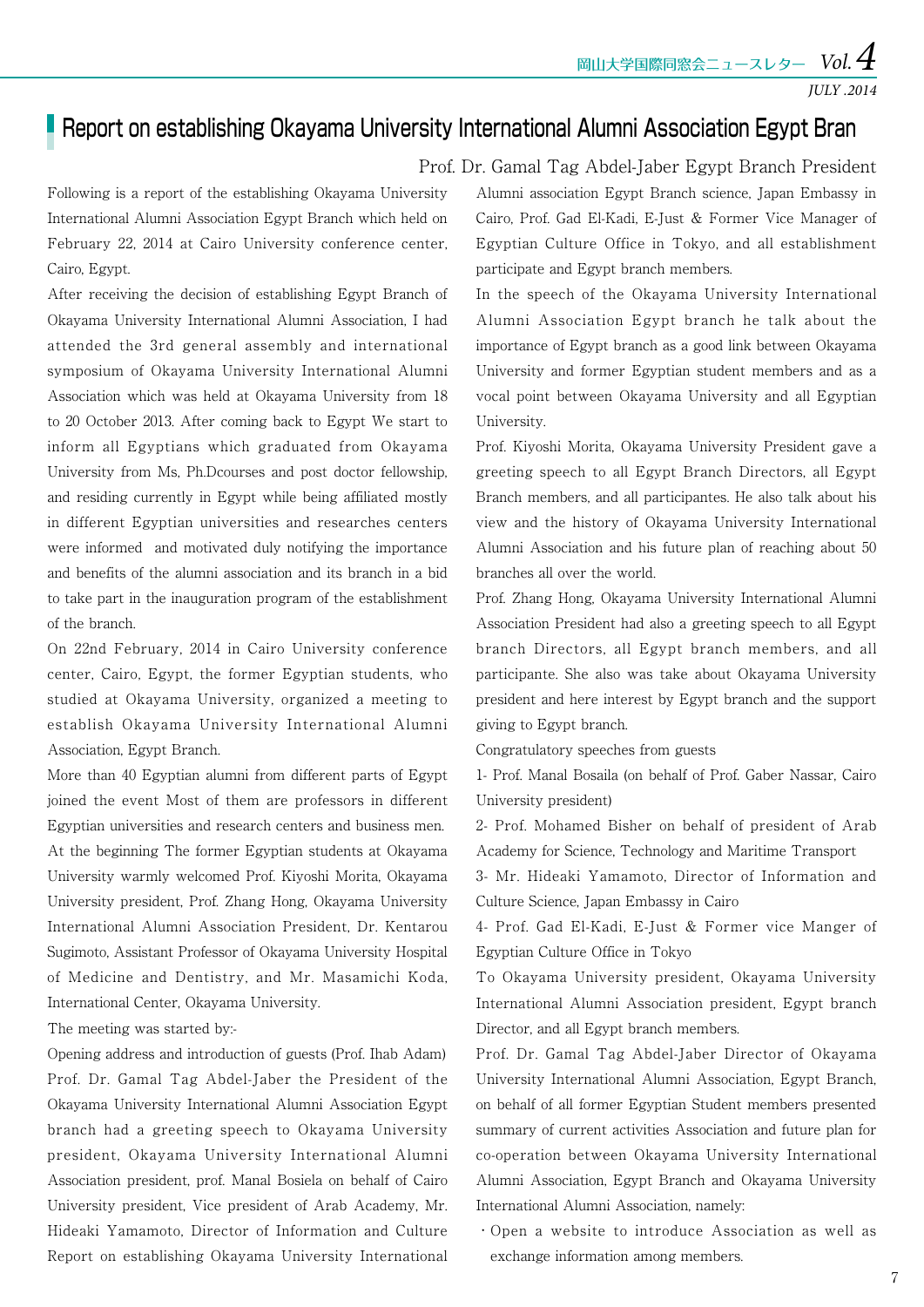# Report on establishing Okayama University International Alumni Association Egypt Bran

Prof. Dr. Gamal Tag Abdel-Jaber Egypt Branch President

Following is a report of the establishing Okayama University International Alumni Association Egypt Branch which held on February 22, 2014 at Cairo University conference center, Cairo, Egypt.

After receiving the decision of establishing Egypt Branch of Okayama University International Alumni Association, I had attended the 3rd general assembly and international symposium of Okayama University International Alumni Association which was held at Okayama University from 18 to 20 October 2013. After coming back to Egypt We start to inform all Egyptians which graduated from Okayama University from Ms, Ph.Dcourses and post doctor fellowship, and residing currently in Egypt while being affiliated mostly in different Egyptian universities and researches centers were informed and motivated duly notifying the importance and benefits of the alumni association and its branch in a bid to take part in the inauguration program of the establishment of the branch.

On 22nd February, 2014 in Cairo University conference center, Cairo, Egypt, the former Egyptian students, who studied at Okayama University, organized a meeting to establish Okayama University International Alumni Association, Egypt Branch.

More than 40 Egyptian alumni from different parts of Egypt joined the event Most of them are professors in different Egyptian universities and research centers and business men.

At the beginning The former Egyptian students at Okayama University warmly welcomed Prof. Kiyoshi Morita, Okayama University president, Prof. Zhang Hong, Okayama University International Alumni Association President, Dr. Kentarou Sugimoto, Assistant Professor of Okayama University Hospital of Medicine and Dentistry, and Mr. Masamichi Koda, International Center, Okayama University.

The meeting was started by:-

Opening address and introduction of guests (Prof. Ihab Adam)

Prof. Dr. Gamal Tag Abdel-Jaber the President of the Okayama University International Alumni Association Egypt branch had a greeting speech to Okayama University president, Okayama University International Alumni Association president, prof. Manal Bosiela on behalf of Cairo University president, Vice president of Arab Academy, Mr. Hideaki Yamamoto, Director of Information and Culture Report on establishing Okayama University International Alumni association Egypt Branch science, Japan Embassy in Cairo, Prof. Gad El-Kadi, E-Just & Former Vice Manager of Egyptian Culture Office in Tokyo, and all establishment participate and Egypt branch members.

In the speech of the Okayama University International Alumni Association Egypt branch he talk about the importance of Egypt branch as a good link between Okayama University and former Egyptian student members and as a vocal point between Okayama University and all Egyptian University.

Prof. Kiyoshi Morita, Okayama University President gave a greeting speech to all Egypt Branch Directors, all Egypt Branch members, and all participantes. He also talk about his view and the history of Okayama University International Alumni Association and his future plan of reaching about 50 branches all over the world.

Prof. Zhang Hong, Okayama University International Alumni Association President had also a greeting speech to all Egypt branch Directors, all Egypt branch members, and all participante. She also was take about Okayama University president and here interest by Egypt branch and the support giving to Egypt branch.

Congratulatory speeches from guests

1- Prof. Manal Bosaila (on behalf of Prof. Gaber Nassar, Cairo University president)

2- Prof. Mohamed Bisher on behalf of president of Arab Academy for Science, Technology and Maritime Transport

3- Mr. Hideaki Yamamoto, Director of Information and Culture Science, Japan Embassy in Cairo

4- Prof. Gad El-Kadi, E-Just & Former vice Manger of Egyptian Culture Office in Tokyo

To Okayama University president, Okayama University International Alumni Association president, Egypt branch Director, and all Egypt branch members.

Prof. Dr. Gamal Tag Abdel-Jaber Director of Okayama University International Alumni Association, Egypt Branch, on behalf of all former Egyptian Student members presented summary of current activities Association and future plan for co-operation between Okayama University International Alumni Association, Egypt Branch and Okayama University International Alumni Association, namely:

- Open a website to introduce Association as well as exchange information among members.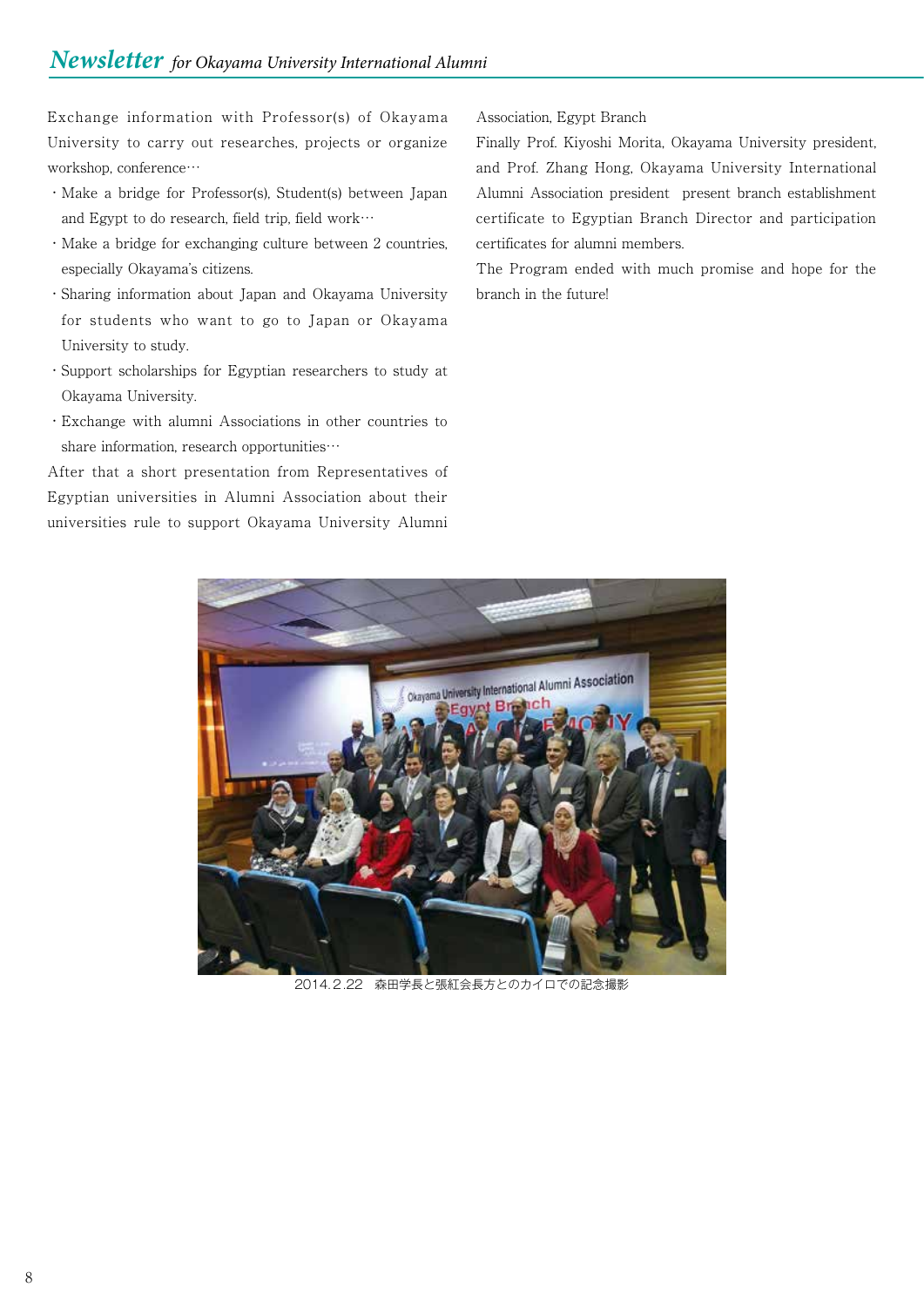Exchange information with Professor(s) of Okayama University to carry out researches, projects or organize workshop, conference…

- Make a bridge for Professor(s), Student(s) between Japan and Egypt to do research, field trip, field work…
- Make a bridge for exchanging culture between 2 countries, especially Okayama's citizens.
- Sharing information about Japan and Okayama University for students who want to go to Japan or Okayama University to study.
- Support scholarships for Egyptian researchers to study at Okayama University.
- Exchange with alumni Associations in other countries to share information, research opportunities…

After that a short presentation from Representatives of Egyptian universities in Alumni Association about their universities rule to support Okayama University Alumni Association, Egypt Branch

Finally Prof. Kiyoshi Morita, Okayama University president, and Prof. Zhang Hong, Okayama University International Alumni Association president present branch establishment certificate to Egyptian Branch Director and participation certificates for alumni members.

The Program ended with much promise and hope for the branch in the future!

2014.2.22　森田学長と張紅会長方とのカイロでの記念撮影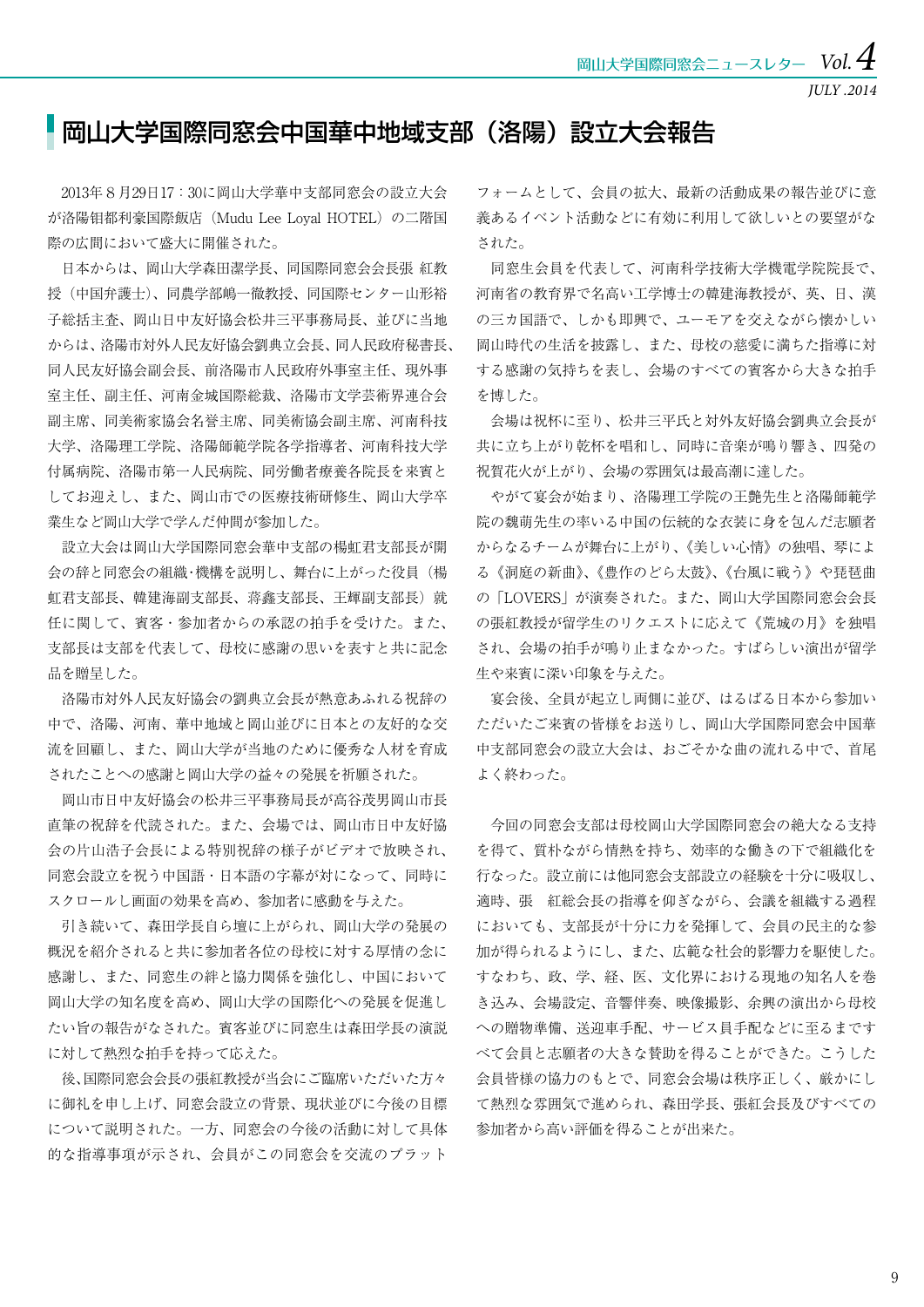# 岡山大学国際同窓会中国華中地域支部（洛陽）設立大会報告

2013年８月29日17：30に岡山大学華中支部同窓会の設立大会が洛陽钼都利豪国際飯店（Mudu Lee Loyal HOTEL）の二階国際の広間において盛大に開催された。

日本からは、岡山大学森田潔学長、同国際同窓会会長張 紅教授（中国弁護士）、同農学部嶋一徹教授、同国際センター山形裕子総括主査、岡山日中友好協会松井三平事務局長、並びに当地からは、洛陽市対外人民友好協会劉典立会長、同人民政府秘書長、同人民友好協会副会長、前洛陽市人民政府外事室主任、現外事室主任、副主任、河南金城国際総裁、洛陽市文学芸術界連合会副主席、同美術家協会名誉主席、同美術協会副主席、河南科技大学、洛陽理工学院、洛陽師範学院各学指導者、河南科技大学付属病院、洛陽市第一人民病院、同労働者療養各院長を来賓としてお迎えし、また、岡山市での医療技術研修生、岡山大学卒業生など岡山大学で学んだ仲間が参加した。

設立大会は岡山大学国際同窓会華中支部の楊虹君支部長が開会の辞と同窓会の組織・機構を説明し、舞台に上がった役員（楊虹君支部長、韓建海副支部長、蒋鑫支部長、王輝副支部長）就任に関して、賓客・参加者からの承認の拍手を受けた。また、支部長は支部を代表して、母校に感謝の思いを表すと共に記念品を贈呈した。

洛陽市対外人民友好協会の劉典立会長が熱意あふれる祝辞の中で、洛陽、河南、華中地域と岡山並びに日本との友好的な交流を回顧し、また、岡山大学が当地のために優秀な人材を育成されたことへの感謝と岡山大学の益々の発展を祈願された。

岡山市日中友好協会の松井三平事務局長が高谷茂男岡山市長直筆の祝辞を代読された。また、会場では、岡山市日中友好協会の片山浩子会長による特別祝辞の様子がビデオで放映され、同窓会設立を祝う中国語・日本語の字幕が対になって、同時にスクロールし画面の効果を高め、参加者に感動を与えた。

引き続いて、森田学長自ら壇に上がられ、岡山大学の発展の概況を紹介されると共に参加者各位の母校に対する厚情の念に感謝し、また、同窓生の絆と協力関係を強化し、中国において岡山大学の知名度を高め、岡山大学の国際化への発展を促進したい旨の報告がなされた。賓客並びに同窓生は森田学長の演説に対して熱烈な拍手を持って応えた。

後、国際同窓会会長の張紅教授が当会にご臨席いただいた方々に御礼を申し上げ、同窓会設立の背景、現状並びに今後の目標について説明された。一方、同窓会の今後の活動に対して具体的な指導事項が示され、会員がこの同窓会を交流のプラットフォームとして、会員の拡大、最新の活動成果の報告並びに意義あるイベント活動などに有効に利用して欲しいとの要望がなされた。

同窓生会員を代表して、河南科学技術大学機電学院院長で、河南省の教育界で名高い工学博士の韓建海教授が、英、日、漢の三カ国語で、しかも即興で、ユーモアを交えながら懐かしい岡山時代の生活を披露し、また、母校の慈愛に満ちた指導に対する感謝の気持ちを表し、会場のすべての賓客から大きな拍手を博した。

会場は祝杯に至り、松井三平氏と対外友好協会劉典立会長が共に立ち上がり乾杯を唱和し、同時に音楽が鳴り響き、四発の祝賀花火が上がり、会場の雰囲気は最高潮に達した。

やがて宴会が始まり、洛陽理工学院の王艶先生と洛陽師範学院の魏萌先生の率いる中国の伝統的な衣装に身を包んだ志願者からなるチームが舞台に上がり、《美しい心情》の独唱、琴による《洞庭の新曲》、《豊作のどら太鼓》、《台風に戦う》や琵琶曲の「LOVERS」が演奏された。また、岡山大学国際同窓会会長の張紅教授が留学生のリクエストに応えて《荒城の月》を独唱され、会場の拍手が鳴り止まなかった。すばらしい演出が留学生や来賓に深い印象を与えた。

宴会後、全員が起立し両側に並び、はるばる日本から参加いただいたご来賓の皆様をお送りし、岡山大学国際同窓会中国華中支部同窓会の設立大会は、おごそかな曲の流れる中で、首尾よく終わった。

今回の同窓会支部は母校岡山大学国際同窓会の絶大なる支持を得て、質朴ながら情熱を持ち、効率的な働きの下で組織化を行なった。設立前には他同窓会支部設立の経験を十分に吸収し、適時、張　紅総会長の指導を仰ぎながら、会議を組織する過程においても、支部長が十分に力を発揮して、会員の民主的な参加が得られるようにし、また、広範な社会的影響力を駆使した。すなわち、政、学、経、医、文化界における現地の知名人を巻き込み、会場設定、音響伴奏、映像撮影、余興の演出から母校への贈物準備、送迎車手配、サービス員手配などに至るまですべて会員と志願者の大きな賛助を得ることができた。こうした会員皆様の協力のもとで、同窓会会場は秩序正しく、厳かにして熱烈な雰囲気で進められ、森田学長、張紅会長及びすべての参加者から高い評価を得ることが出来た。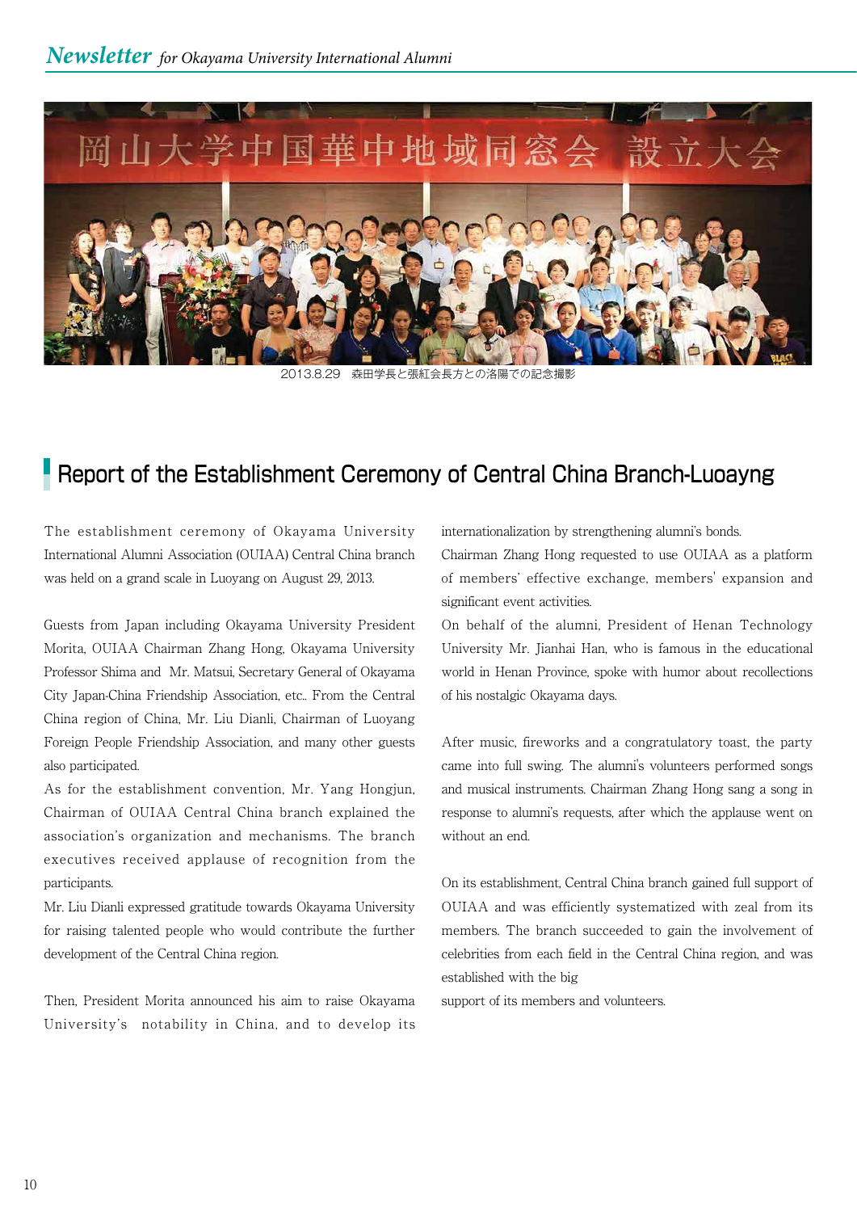2013.8.29　森田学長と張紅会長方との洛陽での記念撮影

## Report of the Establishment Ceremony of Central China Branch-Luoayng

The establishment ceremony of Okayama University International Alumni Association (OUIAA) Central China branch was held on a grand scale in Luoyang on August 29, 2013.

Guests from Japan including Okayama University President Morita, OUIAA Chairman Zhang Hong, Okayama University Professor Shima and Mr. Matsui, Secretary General of Okayama City Japan-China Friendship Association, etc.. From the Central China region of China, Mr. Liu Dianli, Chairman of Luoyang Foreign People Friendship Association, and many other guests also participated.

As for the establishment convention, Mr. Yang Hongjun, Chairman of OUIAA Central China branch explained the association's organization and mechanisms. The branch executives received applause of recognition from the participants.

Mr. Liu Dianli expressed gratitude towards Okayama University for raising talented people who would contribute the further development of the Central China region.

Then, President Morita announced his aim to raise Okayama University's notability in China, and to develop its internationalization by strengthening alumni's bonds.

Chairman Zhang Hong requested to use OUIAA as a platform of members' effective exchange, members' expansion and significant event activities.

On behalf of the alumni, President of Henan Technology University Mr. Jianhai Han, who is famous in the educational world in Henan Province, spoke with humor about recollections of his nostalgic Okayama days.

After music, fireworks and a congratulatory toast, the party came into full swing. The alumni's volunteers performed songs and musical instruments. Chairman Zhang Hong sang a song in response to alumni's requests, after which the applause went on without an end.

On its establishment, Central China branch gained full support of OUIAA and was efficiently systematized with zeal from its members. The branch succeeded to gain the involvement of celebrities from each field in the Central China region, and was established with the big support of its members and volunteers.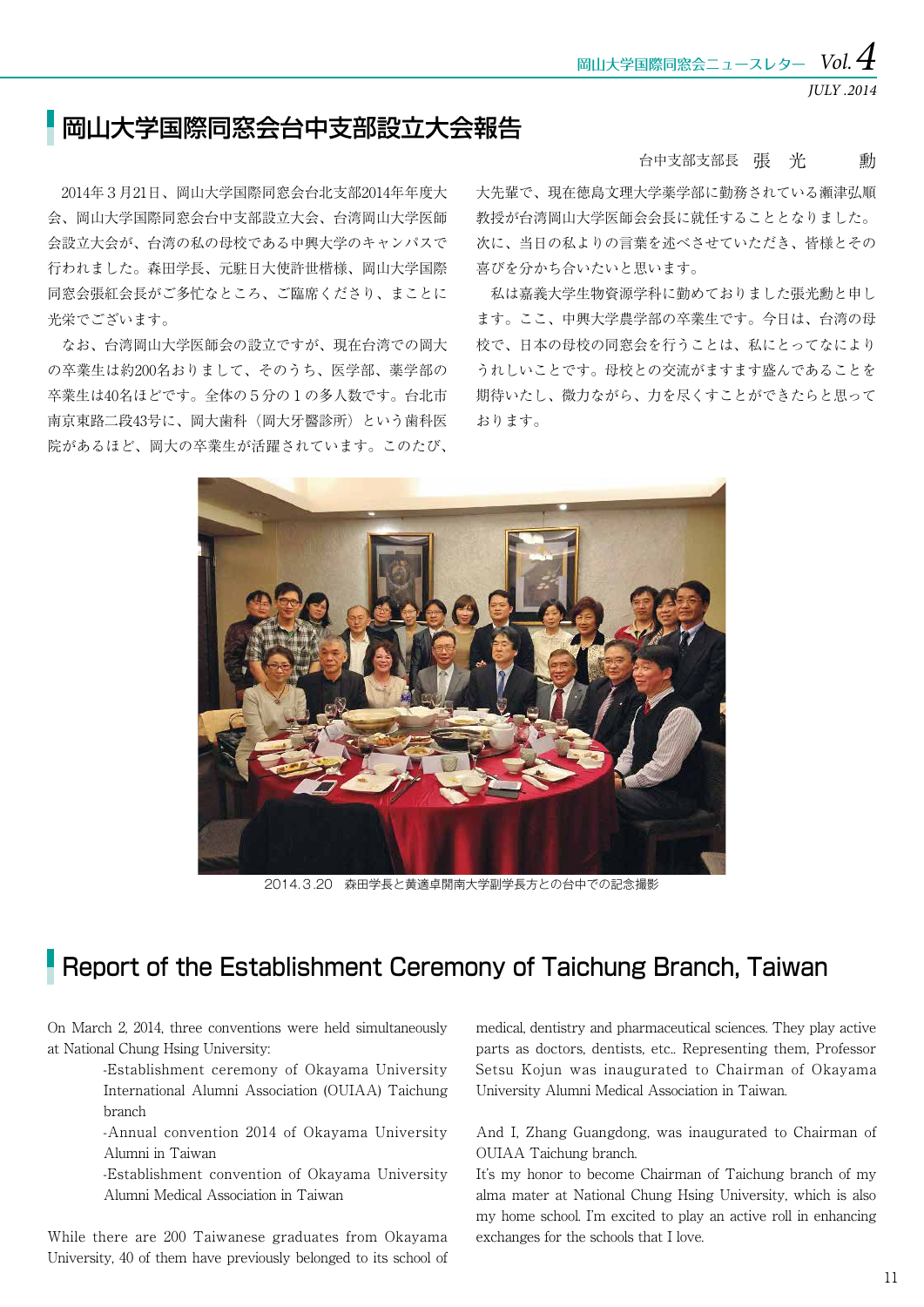# 岡山大学国際同窓会台中支部設立大会報告

台中支部支部長 張 光 勳

2014年３月21日、岡山大学国際同窓会台北支部2014年年度大会、岡山大学国際同窓会台中支部設立大会、台湾岡山大学医師会設立大会が、台湾の私の母校である中興大学のキャンパスで行われました。森田学長、元駐日大使許世楷様、岡山大学国際同窓会張紅会長がご多忙なところ、ご臨席くださり、まことに光栄でございます。

なお、台湾岡山大学医師会の設立ですが、現在台湾での岡大の卒業生は約200名おりまして、そのうち、医学部、薬学部の卒業生は40名ほどです。全体の５分の１の多人数です。台北市南京東路二段43号に、岡大歯科（岡大牙醫診所）という歯科医院があるほど、岡大の卒業生が活躍されています。このたび、大先輩で、現在徳島文理大学薬学部に勤務されている瀬津弘順教授が台湾岡山大学医師会会長に就任することとなりました。次に、当日の私よりの言葉を述べさせていただき、皆様とその喜びを分かち合いたいと思います。

私は嘉義大学生物資源学科に勤めておりました張光勳と申します。ここ、中興大学農学部の卒業生です。今日は、台湾の母校で、日本の母校の同窓会を行うことは、私にとってなによりうれしいことです。母校との交流がますます盛んであることを期待いたし、微力ながら、力を尽くすことができたらと思っております。

2014.3.20　森田学長と黄適卓開南大学副学長方との台中での記念撮影

# Report of the Establishment Ceremony of Taichung Branch, Taiwan

On March 2, 2014, three conventions were held simultaneously at National Chung Hsing University:

-Establishment ceremony of Okayama University International Alumni Association (OUIAA) Taichung branch

-Annual convention 2014 of Okayama University Alumni in Taiwan

-Establishment convention of Okayama University Alumni Medical Association in Taiwan

While there are 200 Taiwanese graduates from Okayama University, 40 of them have previously belonged to its school of medical, dentistry and pharmaceutical sciences. They play active parts as doctors, dentists, etc.. Representing them, Professor Setsu Kojun was inaugurated to Chairman of Okayama University Alumni Medical Association in Taiwan.

And I, Zhang Guangdong, was inaugurated to Chairman of OUIAA Taichung branch.

It's my honor to become Chairman of Taichung branch of my alma mater at National Chung Hsing University, which is also my home school. I'm excited to play an active roll in enhancing exchanges for the schools that I love.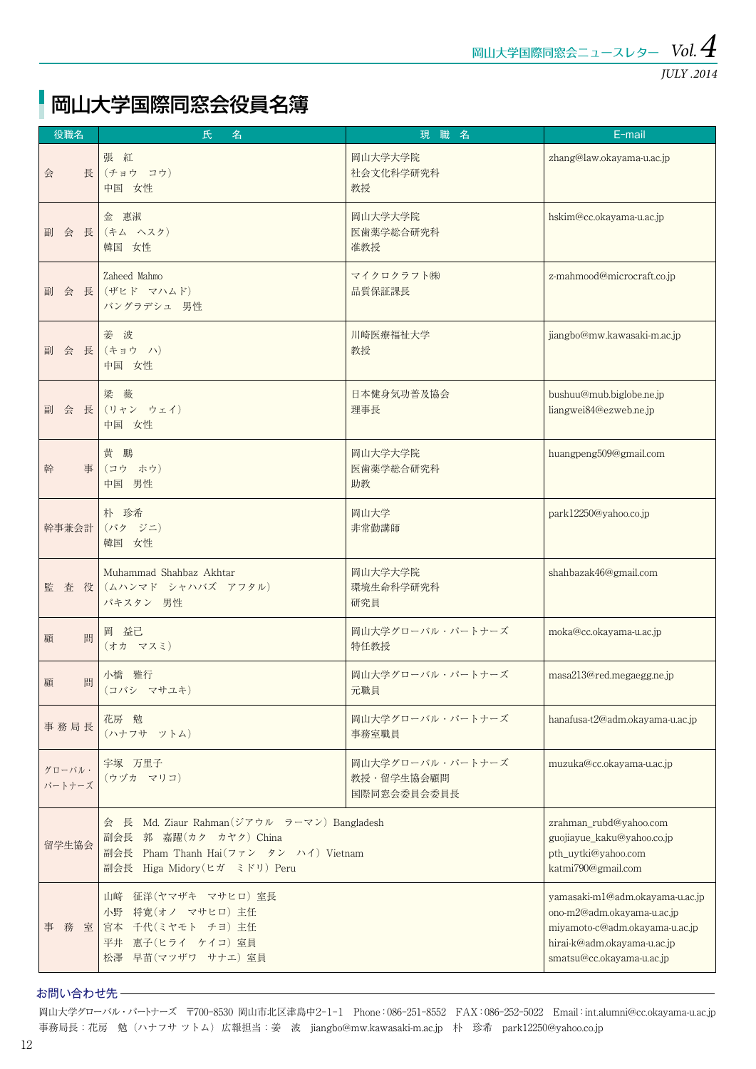# 岡山大学国際同窓会役員名簿

| 役職名 | 氏　名 | 現　職　名 | E-mail |
|---|---|---|---|
| 会　長 | 張　紅<br>（チョウ　コウ）<br>中国　女性 | 岡山大学大学院<br>社会文化科学研究科<br>教授 | zhang@law.okayama-u.ac.jp |
| 副 会 長 | 金　惠淑<br>（キム　ヘスク）<br>韓国　女性 | 岡山大学大学院<br>医歯薬学総合研究科<br>准教授 | hskim@cc.okayama-u.ac.jp |
| 副 会 長 | Zaheed Mahmo<br>（ザヒド　マハムド）<br>バングラデシュ　男性 | マイクロクラフト㈱<br>品質保証課長 | z-mahmood@microcraft.co.jp |
| 副 会 長 | 姜　波<br>（キョウ　ハ）<br>中国　女性 | 川崎医療福祉大学<br>教授 | jiangbo@mw.kawasaki-m.ac.jp |
| 副 会 長 | 梁　薇<br>（リャン　ウェイ）<br>中国　女性 | 日本健身気功普及協会<br>理事長 | bushuu@mub.biglobe.ne.jp<br>liangwei84@ezweb.ne.jp |
| 幹　事 | 黄　鵬<br>（コウ　ホウ）<br>中国　男性 | 岡山大学大学院<br>医歯薬学総合研究科<br>助教 | huangpeng509@gmail.com |
| 幹事兼会計 | 朴　珍希<br>（パク　ジニ）<br>韓国　女性 | 岡山大学<br>非常勤講師 | park12250@yahoo.co.jp |
| 監 査 役 | Muhammad Shahbaz Akhtar<br>（ムハンマド　シャハバズ　アフタル）<br>パキスタン　男性 | 岡山大学大学院<br>環境生命科学研究科<br>研究員 | shahbazak46@gmail.com |
| 顧　問 | 岡　益已<br>（オカ　マスミ） | 岡山大学グローバル・パートナーズ<br>特任教授 | moka@cc.okayama-u.ac.jp |
| 顧　問 | 小橋　雅行<br>（コバシ　マサユキ） | 岡山大学グローバル・パートナーズ<br>元職員 | masa213@red.megaegg.ne.jp |
| 事務局長 | 花房　勉<br>（ハナフサ　ツトム） | 岡山大学グローバル・パートナーズ<br>事務室職員 | hanafusa-t2@adm.okayama-u.ac.jp |
| グローバル・パートナーズ | 宇塚　万里子<br>（ウヅカ　マリコ） | 岡山大学グローバル・パートナーズ<br>教授・留学生協会顧問<br>国際同窓会委員会委員長 | muzuka@cc.okayama-u.ac.jp |
| 留学生協会 | 会　長　Md. Ziaur Rahman（ジアウル　ラーマン）Bangladesh<br>副会長　郭　嘉躍（カク　カヤク）China<br>副会長　Pham Thanh Hai（ファン　タン　ハイ）Vietnam<br>副会長　Higa Midory（ヒガ　ミドリ）Peru | | zrahman_rubd@yahoo.com<br>guojiayue_kaku@yahoo.co.jp<br>pth_uytki@yahoo.com<br>katmi790@gmail.com |
| 事 務 室 | 山崎　征洋（ヤマザキ　マサヒロ）室長<br>小野　将寛（オノ　マサヒロ）主任<br>宮本　千代（ミヤモト　チヨ）主任<br>平井　恵子（ヒライ　ケイコ）室員<br>松澤　早苗（マツザワ　サナエ）室員 | | yamasaki-m1@adm.okayama-u.ac.jp<br>ono-m2@adm.okayama-u.ac.jp<br>miyamoto-c@adm.okayama-u.ac.jp<br>hirai-k@adm.okayama-u.ac.jp<br>smatsu@cc.okayama-u.ac.jp |

**お問い合わせ先**

岡山大学グローバル・パートナーズ　〒700-8530 岡山市北区津島中2-1-1　Phone：086-251-8552　FAX：086-252-5022　Email：int.alumni@cc.okayama-u.ac.jp
事務局長：花房　勉（ハナフサ ツトム）広報担当：姜　波　jiangbo@mw.kawasaki-m.ac.jp　朴　珍希　park12250@yahoo.co.jp